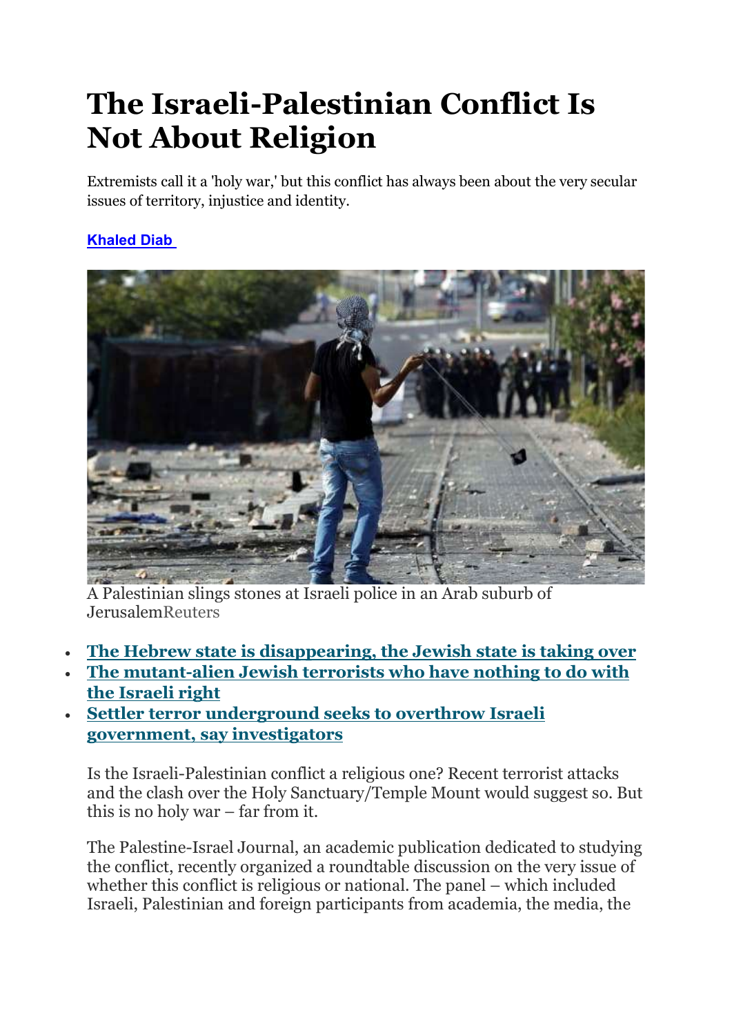# The Israeli-Palestinian Conflict Is Not About Religion

Extremists call it a 'holy war,' but this conflict has always been about the very secular issues of territory, injustice and identity.

**Khaled Diab**

A Palestinian slings stones at Israeli police in an Arab suburb of JerusalemReuters

- **The Hebrew state is disappearing, the Jewish state is taking over**
- **The mutant-alien Jewish terrorists who have nothing to do with the Israeli right**
- **Settler terror underground seeks to overthrow Israeli government, say investigators**

Is the Israeli-Palestinian conflict a religious one? Recent terrorist attacks and the clash over the Holy Sanctuary/Temple Mount would suggest so. But this is no holy war – far from it.

The Palestine-Israel Journal, an academic publication dedicated to studying the conflict, recently organized a roundtable discussion on the very issue of whether this conflict is religious or national. The panel – which included Israeli, Palestinian and foreign participants from academia, the media, the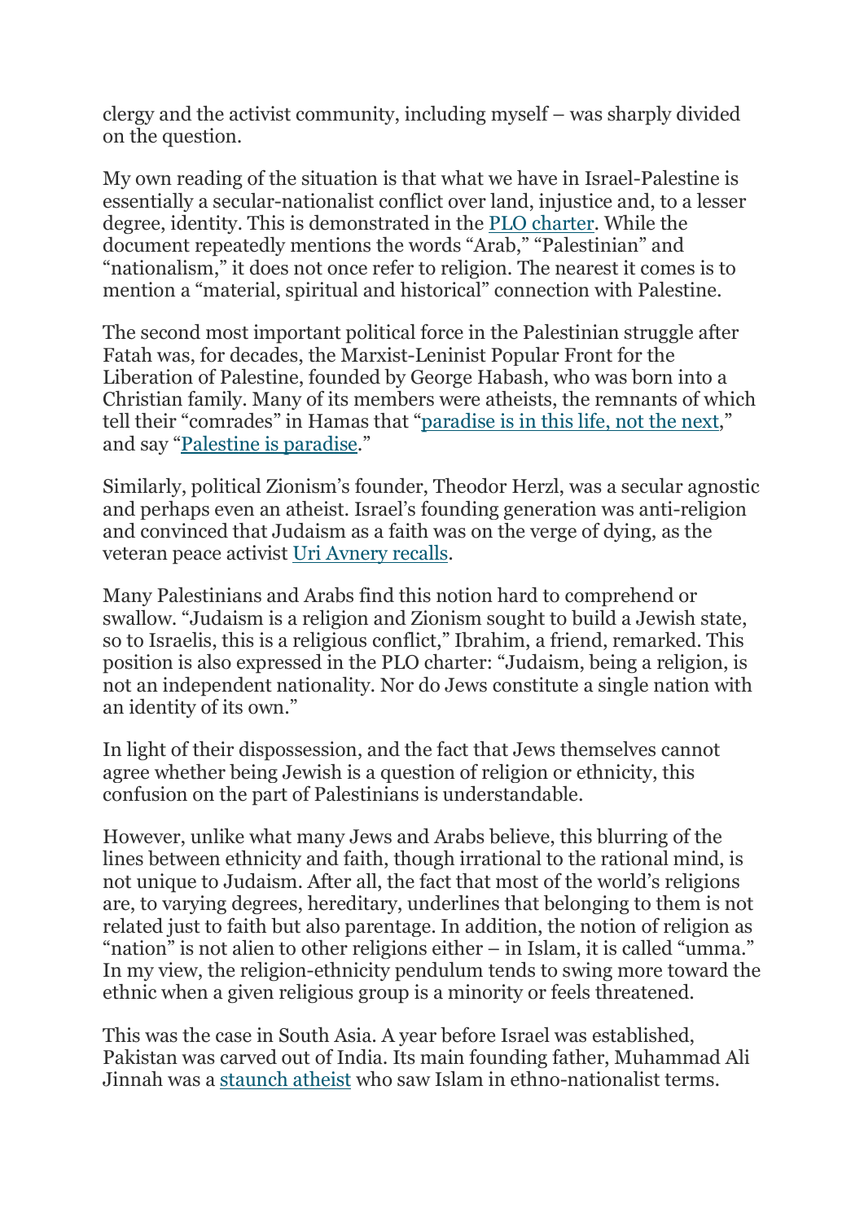clergy and the activist community, including myself – was sharply divided on the question.

My own reading of the situation is that what we have in Israel-Palestine is essentially a secular-nationalist conflict over land, injustice and, to a lesser degree, identity. This is demonstrated in the [PLO charter](). While the document repeatedly mentions the words "Arab," "Palestinian" and "nationalism," it does not once refer to religion. The nearest it comes is to mention a "material, spiritual and historical" connection with Palestine.

The second most important political force in the Palestinian struggle after Fatah was, for decades, the Marxist-Leninist Popular Front for the Liberation of Palestine, founded by George Habash, who was born into a Christian family. Many of its members were atheists, the remnants of which tell their "comrades" in Hamas that "[paradise is in this life, not the next]()," and say "[Palestine is paradise]()."

Similarly, political Zionism's founder, Theodor Herzl, was a secular agnostic and perhaps even an atheist. Israel's founding generation was anti-religion and convinced that Judaism as a faith was on the verge of dying, as the veteran peace activist [Uri Avnery recalls]().

Many Palestinians and Arabs find this notion hard to comprehend or swallow. "Judaism is a religion and Zionism sought to build a Jewish state, so to Israelis, this is a religious conflict," Ibrahim, a friend, remarked. This position is also expressed in the PLO charter: "Judaism, being a religion, is not an independent nationality. Nor do Jews constitute a single nation with an identity of its own."

In light of their dispossession, and the fact that Jews themselves cannot agree whether being Jewish is a question of religion or ethnicity, this confusion on the part of Palestinians is understandable.

However, unlike what many Jews and Arabs believe, this blurring of the lines between ethnicity and faith, though irrational to the rational mind, is not unique to Judaism. After all, the fact that most of the world's religions are, to varying degrees, hereditary, underlines that belonging to them is not related just to faith but also parentage. In addition, the notion of religion as "nation" is not alien to other religions either – in Islam, it is called "umma." In my view, the religion-ethnicity pendulum tends to swing more toward the ethnic when a given religious group is a minority or feels threatened.

This was the case in South Asia. A year before Israel was established, Pakistan was carved out of India. Its main founding father, Muhammad Ali Jinnah was a [staunch atheist]() who saw Islam in ethno-nationalist terms.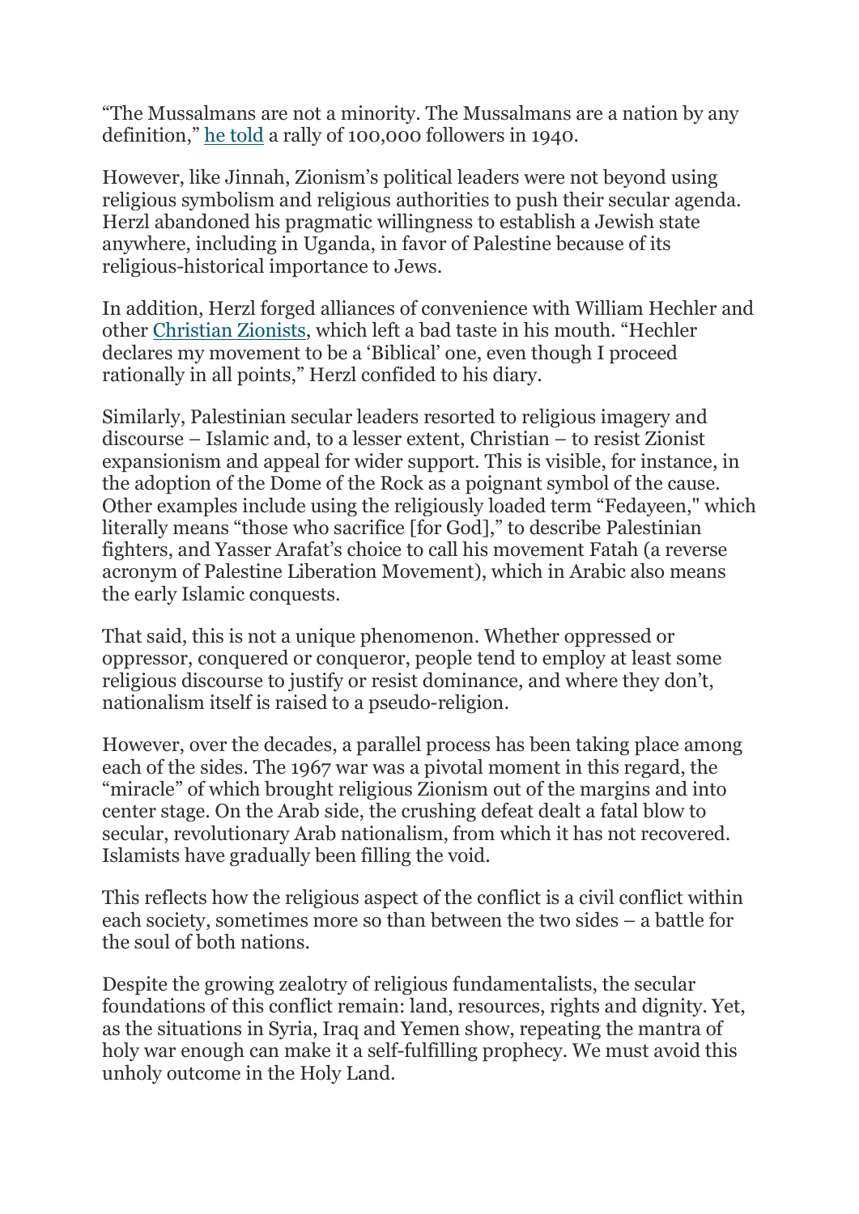"The Mussalmans are not a minority. The Mussalmans are a nation by any definition," he told a rally of 100,000 followers in 1940.

However, like Jinnah, Zionism's political leaders were not beyond using religious symbolism and religious authorities to push their secular agenda. Herzl abandoned his pragmatic willingness to establish a Jewish state anywhere, including in Uganda, in favor of Palestine because of its religious-historical importance to Jews.

In addition, Herzl forged alliances of convenience with William Hechler and other Christian Zionists, which left a bad taste in his mouth. "Hechler declares my movement to be a 'Biblical' one, even though I proceed rationally in all points," Herzl confided to his diary.

Similarly, Palestinian secular leaders resorted to religious imagery and discourse – Islamic and, to a lesser extent, Christian – to resist Zionist expansionism and appeal for wider support. This is visible, for instance, in the adoption of the Dome of the Rock as a poignant symbol of the cause. Other examples include using the religiously loaded term "Fedayeen," which literally means "those who sacrifice [for God]," to describe Palestinian fighters, and Yasser Arafat's choice to call his movement Fatah (a reverse acronym of Palestine Liberation Movement), which in Arabic also means the early Islamic conquests.

That said, this is not a unique phenomenon. Whether oppressed or oppressor, conquered or conqueror, people tend to employ at least some religious discourse to justify or resist dominance, and where they don't, nationalism itself is raised to a pseudo-religion.

However, over the decades, a parallel process has been taking place among each of the sides. The 1967 war was a pivotal moment in this regard, the "miracle" of which brought religious Zionism out of the margins and into center stage. On the Arab side, the crushing defeat dealt a fatal blow to secular, revolutionary Arab nationalism, from which it has not recovered. Islamists have gradually been filling the void.

This reflects how the religious aspect of the conflict is a civil conflict within each society, sometimes more so than between the two sides – a battle for the soul of both nations.

Despite the growing zealotry of religious fundamentalists, the secular foundations of this conflict remain: land, resources, rights and dignity. Yet, as the situations in Syria, Iraq and Yemen show, repeating the mantra of holy war enough can make it a self-fulfilling prophecy. We must avoid this unholy outcome in the Holy Land.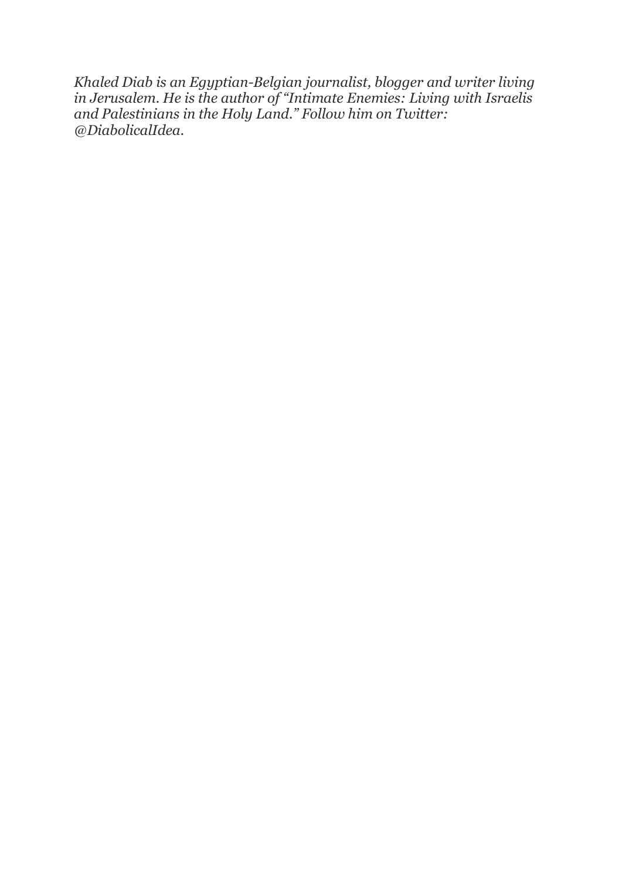*Khaled Diab is an Egyptian-Belgian journalist, blogger and writer living in Jerusalem. He is the author of "Intimate Enemies: Living with Israelis and Palestinians in the Holy Land." Follow him on Twitter: @DiabolicalIdea.*